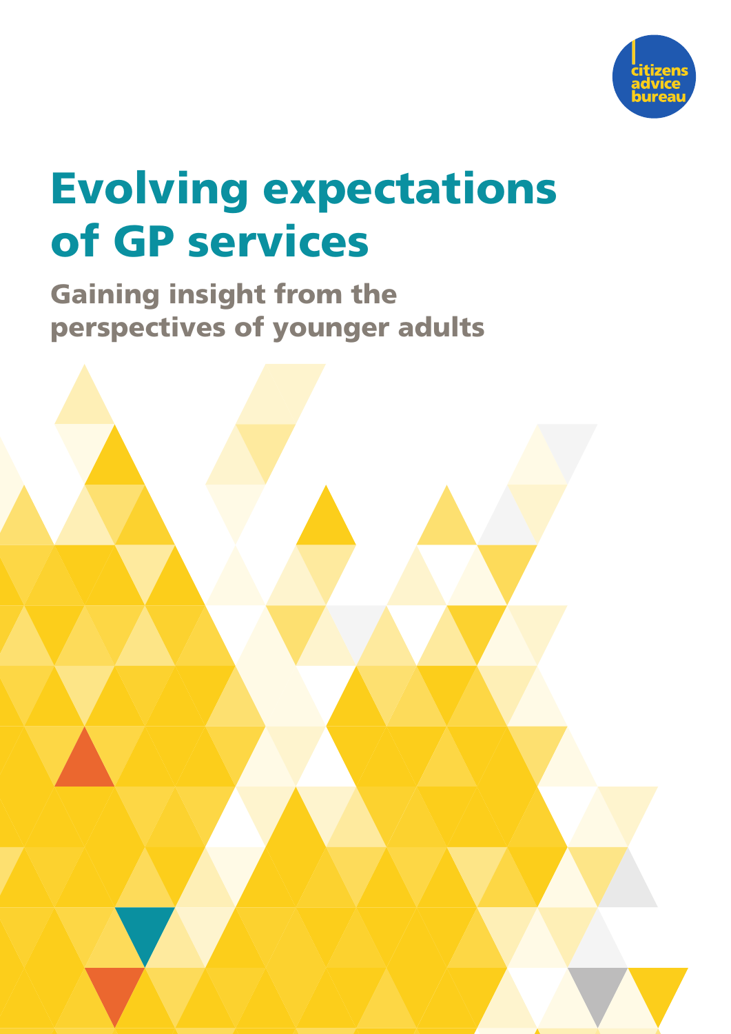citizens advice bureau

# Evolving expectations of GP services

## Gaining insight from the perspectives of younger adults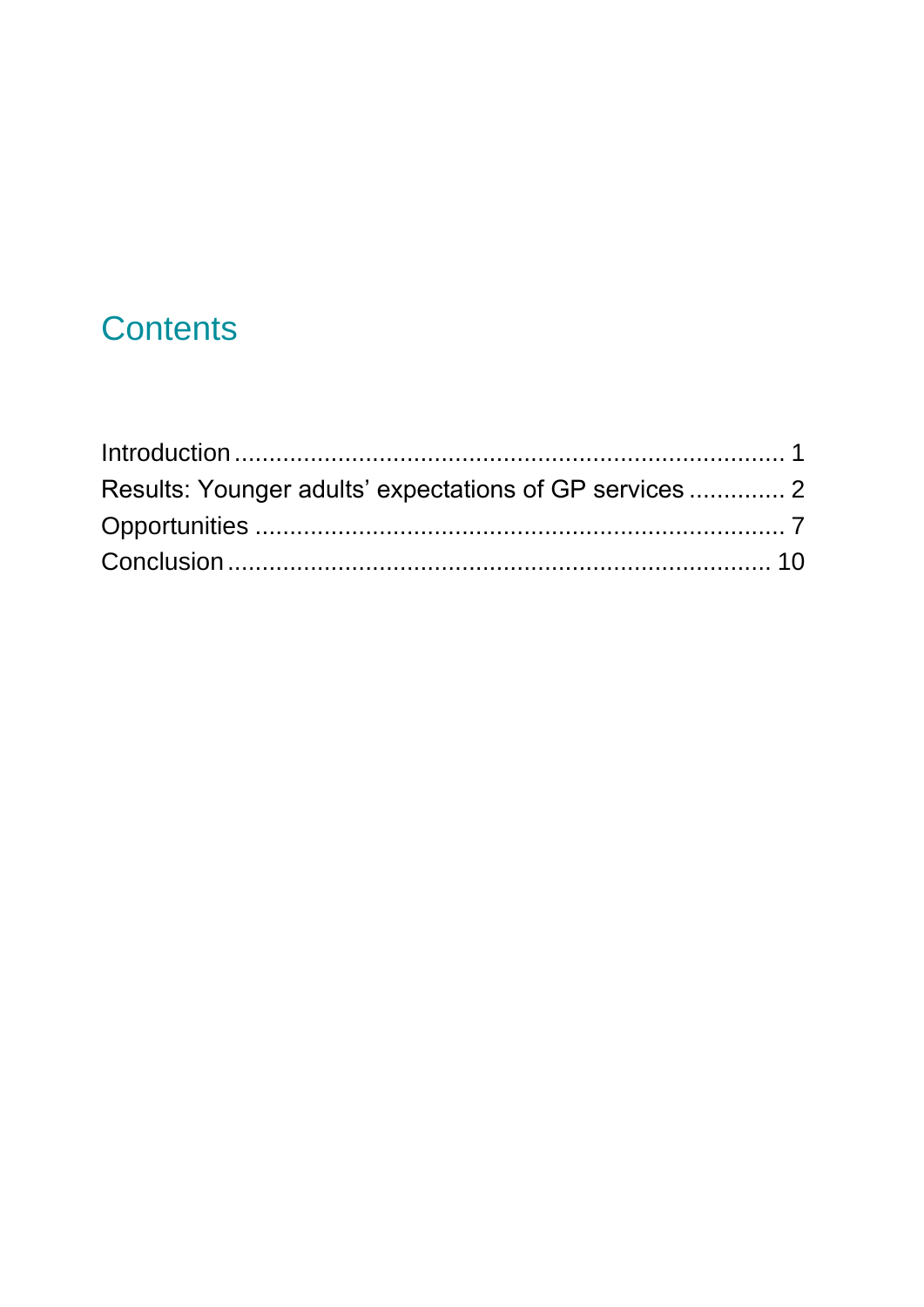## Contents

Introduction ........................................................................ 1
Results: Younger adults' expectations of GP services .............. 2
Opportunities ..................................................................... 7
Conclusion ......................................................................... 10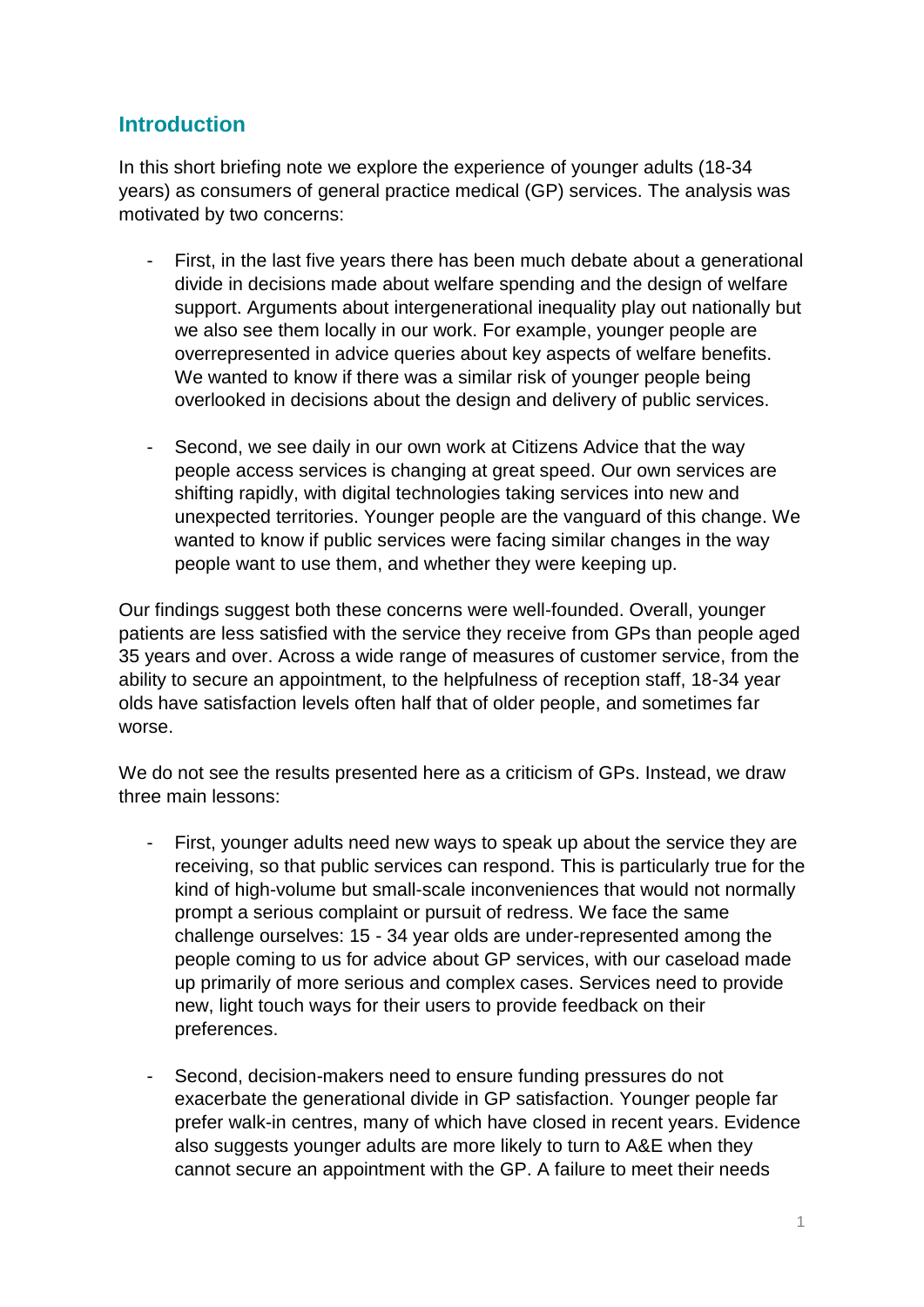## Introduction

In this short briefing note we explore the experience of younger adults (18-34 years) as consumers of general practice medical (GP) services. The analysis was motivated by two concerns:

- First, in the last five years there has been much debate about a generational divide in decisions made about welfare spending and the design of welfare support. Arguments about intergenerational inequality play out nationally but we also see them locally in our work. For example, younger people are overrepresented in advice queries about key aspects of welfare benefits. We wanted to know if there was a similar risk of younger people being overlooked in decisions about the design and delivery of public services.

- Second, we see daily in our own work at Citizens Advice that the way people access services is changing at great speed. Our own services are shifting rapidly, with digital technologies taking services into new and unexpected territories. Younger people are the vanguard of this change. We wanted to know if public services were facing similar changes in the way people want to use them, and whether they were keeping up.

Our findings suggest both these concerns were well-founded. Overall, younger patients are less satisfied with the service they receive from GPs than people aged 35 years and over. Across a wide range of measures of customer service, from the ability to secure an appointment, to the helpfulness of reception staff, 18-34 year olds have satisfaction levels often half that of older people, and sometimes far worse.

We do not see the results presented here as a criticism of GPs. Instead, we draw three main lessons:

- First, younger adults need new ways to speak up about the service they are receiving, so that public services can respond. This is particularly true for the kind of high-volume but small-scale inconveniences that would not normally prompt a serious complaint or pursuit of redress. We face the same challenge ourselves: 15 - 34 year olds are under-represented among the people coming to us for advice about GP services, with our caseload made up primarily of more serious and complex cases. Services need to provide new, light touch ways for their users to provide feedback on their preferences.

- Second, decision-makers need to ensure funding pressures do not exacerbate the generational divide in GP satisfaction. Younger people far prefer walk-in centres, many of which have closed in recent years. Evidence also suggests younger adults are more likely to turn to A&E when they cannot secure an appointment with the GP. A failure to meet their needs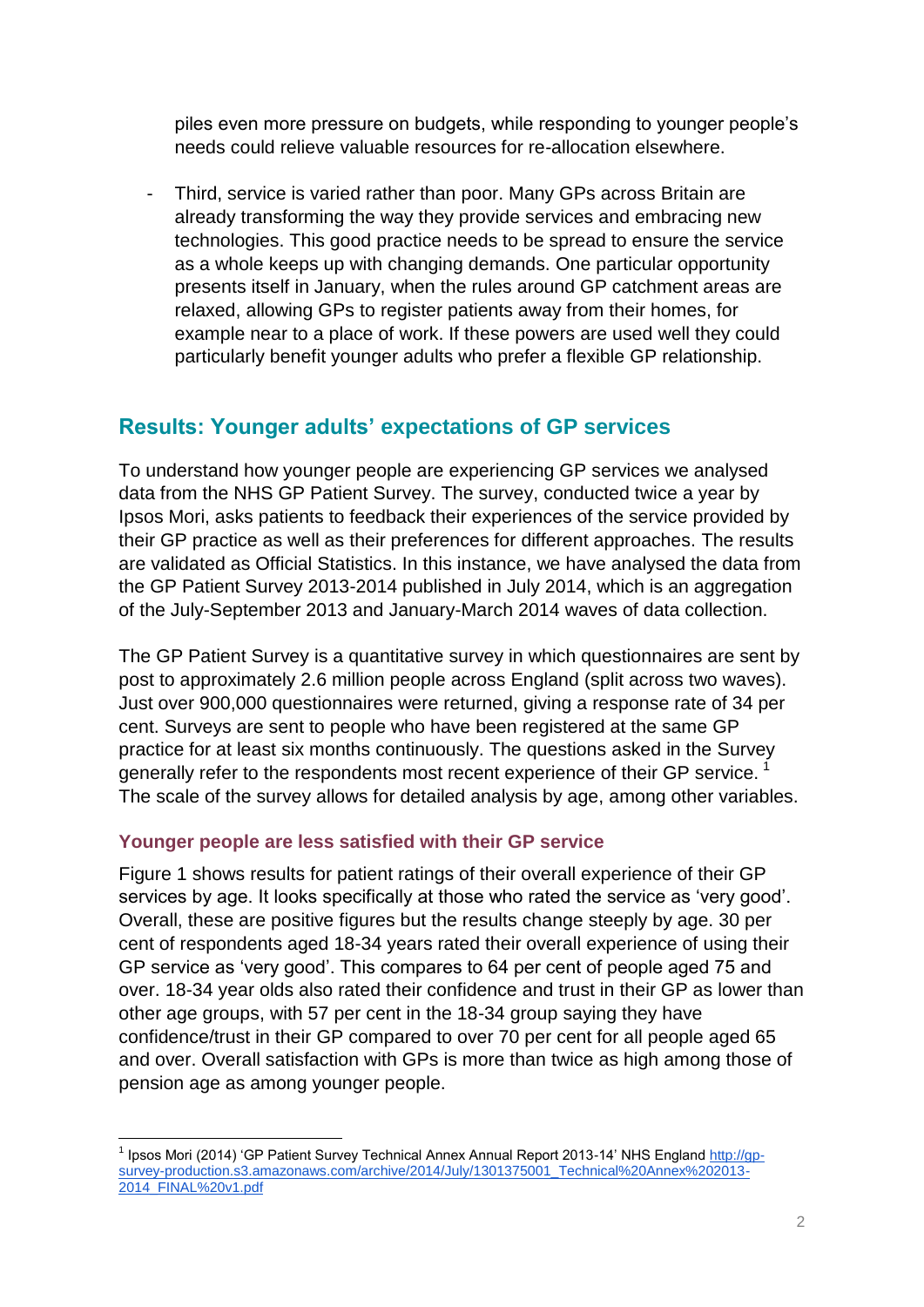piles even more pressure on budgets, while responding to younger people's needs could relieve valuable resources for re-allocation elsewhere.

- Third, service is varied rather than poor. Many GPs across Britain are already transforming the way they provide services and embracing new technologies. This good practice needs to be spread to ensure the service as a whole keeps up with changing demands. One particular opportunity presents itself in January, when the rules around GP catchment areas are relaxed, allowing GPs to register patients away from their homes, for example near to a place of work. If these powers are used well they could particularly benefit younger adults who prefer a flexible GP relationship.

## Results: Younger adults' expectations of GP services

To understand how younger people are experiencing GP services we analysed data from the NHS GP Patient Survey. The survey, conducted twice a year by Ipsos Mori, asks patients to feedback their experiences of the service provided by their GP practice as well as their preferences for different approaches. The results are validated as Official Statistics. In this instance, we have analysed the data from the GP Patient Survey 2013-2014 published in July 2014, which is an aggregation of the July-September 2013 and January-March 2014 waves of data collection.

The GP Patient Survey is a quantitative survey in which questionnaires are sent by post to approximately 2.6 million people across England (split across two waves). Just over 900,000 questionnaires were returned, giving a response rate of 34 per cent. Surveys are sent to people who have been registered at the same GP practice for at least six months continuously. The questions asked in the Survey generally refer to the respondents most recent experience of their GP service. [1] The scale of the survey allows for detailed analysis by age, among other variables.

### Younger people are less satisfied with their GP service

Figure 1 shows results for patient ratings of their overall experience of their GP services by age. It looks specifically at those who rated the service as 'very good'. Overall, these are positive figures but the results change steeply by age. 30 per cent of respondents aged 18-34 years rated their overall experience of using their GP service as 'very good'. This compares to 64 per cent of people aged 75 and over. 18-34 year olds also rated their confidence and trust in their GP as lower than other age groups, with 57 per cent in the 18-34 group saying they have confidence/trust in their GP compared to over 70 per cent for all people aged 65 and over. Overall satisfaction with GPs is more than twice as high among those of pension age as among younger people.

---

[1] Ipsos Mori (2014) 'GP Patient Survey Technical Annex Annual Report 2013-14' NHS England http://gp-survey-production.s3.amazonaws.com/archive/2014/July/1301375001_Technical%20Annex%202013-2014_FINAL%20v1.pdf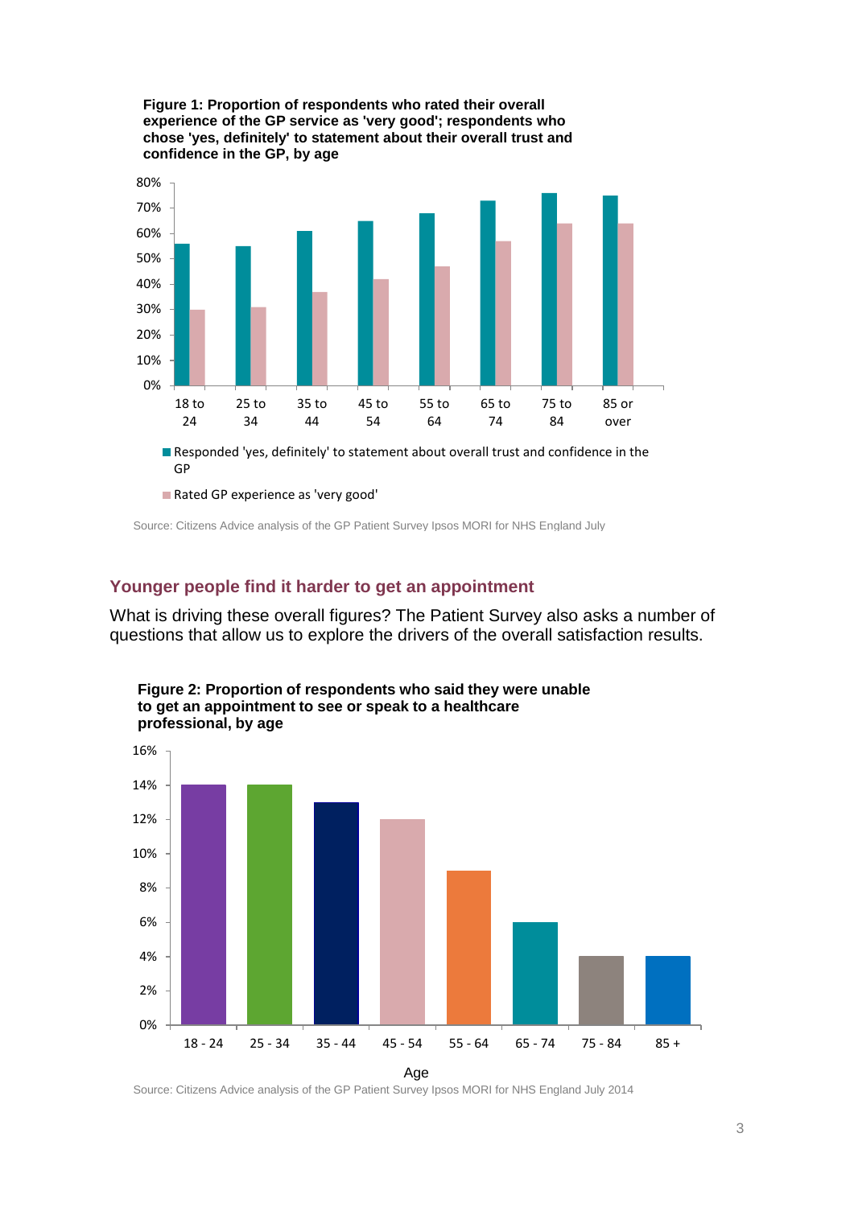**Figure 1: Proportion of respondents who rated their overall experience of the GP service as 'very good'; respondents who chose 'yes, definitely' to statement about their overall trust and confidence in the GP, by age**

| Age | Responded 'yes, definitely' to statement about overall trust and confidence in the GP | Rated GP experience as 'very good' |
|---|---|---|
| 18 to 24 | 56% | 30% |
| 25 to 34 | 55% | 31% |
| 35 to 44 | 61% | 37% |
| 45 to 54 | 65% | 42% |
| 55 to 64 | 68% | 47% |
| 65 to 74 | 73% | 57% |
| 75 to 84 | 76% | 64% |
| 85 or over | 75% | 64% |

Source: Citizens Advice analysis of the GP Patient Survey Ipsos MORI for NHS England July

## Younger people find it harder to get an appointment

What is driving these overall figures? The Patient Survey also asks a number of questions that allow us to explore the drivers of the overall satisfaction results.

**Figure 2: Proportion of respondents who said they were unable to get an appointment to see or speak to a healthcare professional, by age**

| Age | Unable to get an appointment |
|---|---|
| 18 - 24 | 14% |
| 25 - 34 | 14% |
| 35 - 44 | 13% |
| 45 - 54 | 12% |
| 55 - 64 | 9% |
| 65 - 74 | 6% |
| 75 - 84 | 4% |
| 85 + | 4% |

Source: Citizens Advice analysis of the GP Patient Survey Ipsos MORI for NHS England July 2014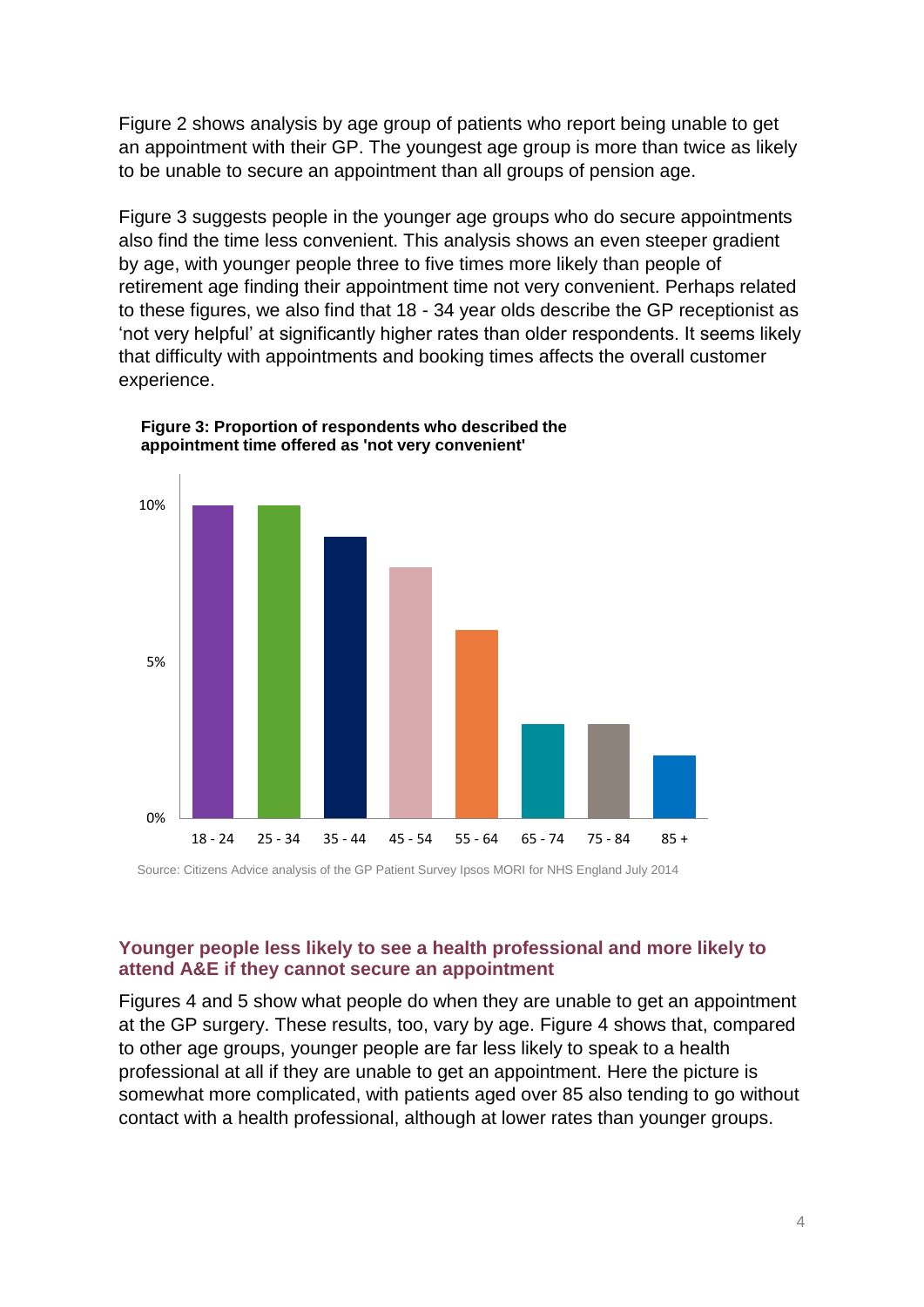Figure 2 shows analysis by age group of patients who report being unable to get an appointment with their GP. The youngest age group is more than twice as likely to be unable to secure an appointment than all groups of pension age.

Figure 3 suggests people in the younger age groups who do secure appointments also find the time less convenient. This analysis shows an even steeper gradient by age, with younger people three to five times more likely than people of retirement age finding their appointment time not very convenient. Perhaps related to these figures, we also find that 18 - 34 year olds describe the GP receptionist as 'not very helpful' at significantly higher rates than older respondents. It seems likely that difficulty with appointments and booking times affects the overall customer experience.

**Figure 3: Proportion of respondents who described the appointment time offered as 'not very convenient'**

| Age group | Proportion |
|---|---|
| 18 - 24 | 10% |
| 25 - 34 | 10% |
| 35 - 44 | 9% |
| 45 - 54 | 8% |
| 55 - 64 | 6% |
| 65 - 74 | 3% |
| 75 - 84 | 3% |
| 85 + | 2% |

Source: Citizens Advice analysis of the GP Patient Survey Ipsos MORI for NHS England July 2014

## Younger people less likely to see a health professional and more likely to attend A&E if they cannot secure an appointment

Figures 4 and 5 show what people do when they are unable to get an appointment at the GP surgery. These results, too, vary by age. Figure 4 shows that, compared to other age groups, younger people are far less likely to speak to a health professional at all if they are unable to get an appointment. Here the picture is somewhat more complicated, with patients aged over 85 also tending to go without contact with a health professional, although at lower rates than younger groups.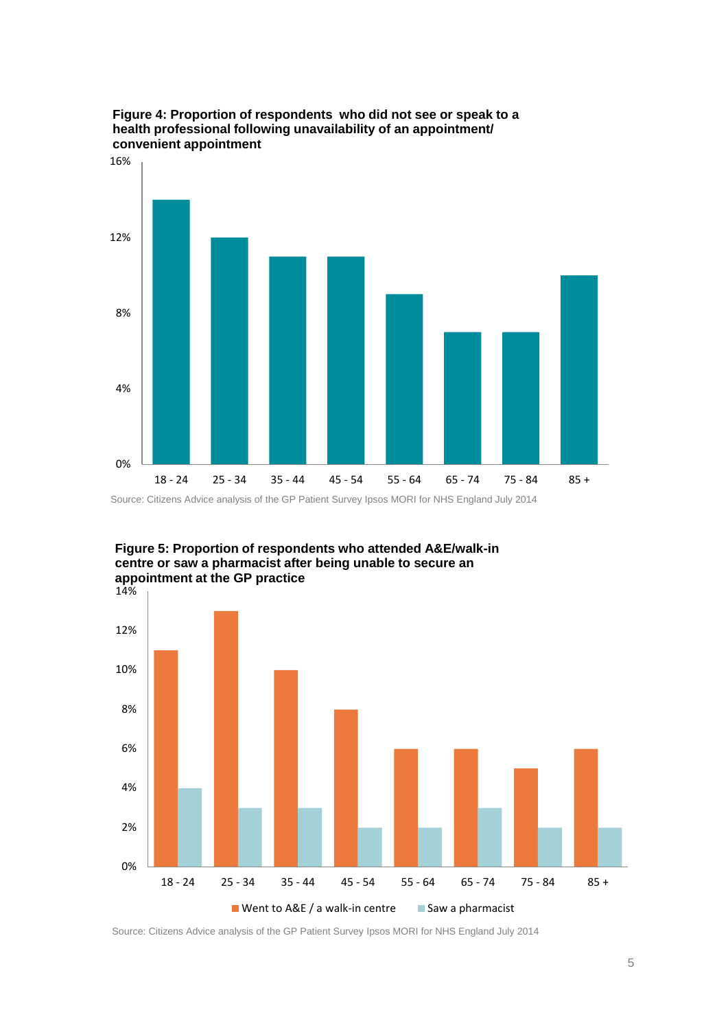**Figure 4: Proportion of respondents who did not see or speak to a health professional following unavailability of an appointment/ convenient appointment**

| Age group | Proportion |
|---|---|
| 18 - 24 | 14% |
| 25 - 34 | 12% |
| 35 - 44 | 11% |
| 45 - 54 | 11% |
| 55 - 64 | 9% |
| 65 - 74 | 7% |
| 75 - 84 | 7% |
| 85 + | 10% |

Source: Citizens Advice analysis of the GP Patient Survey Ipsos MORI for NHS England July 2014

**Figure 5: Proportion of respondents who attended A&E/walk-in centre or saw a pharmacist after being unable to secure an appointment at the GP practice**

| Age group | Went to A&E / a walk-in centre | Saw a pharmacist |
|---|---|---|
| 18 - 24 | 11% | 4% |
| 25 - 34 | 13% | 3% |
| 35 - 44 | 10% | 3% |
| 45 - 54 | 8% | 2% |
| 55 - 64 | 6% | 2% |
| 65 - 74 | 6% | 3% |
| 75 - 84 | 5% | 2% |
| 85 + | 6% | 2% |

Source: Citizens Advice analysis of the GP Patient Survey Ipsos MORI for NHS England July 2014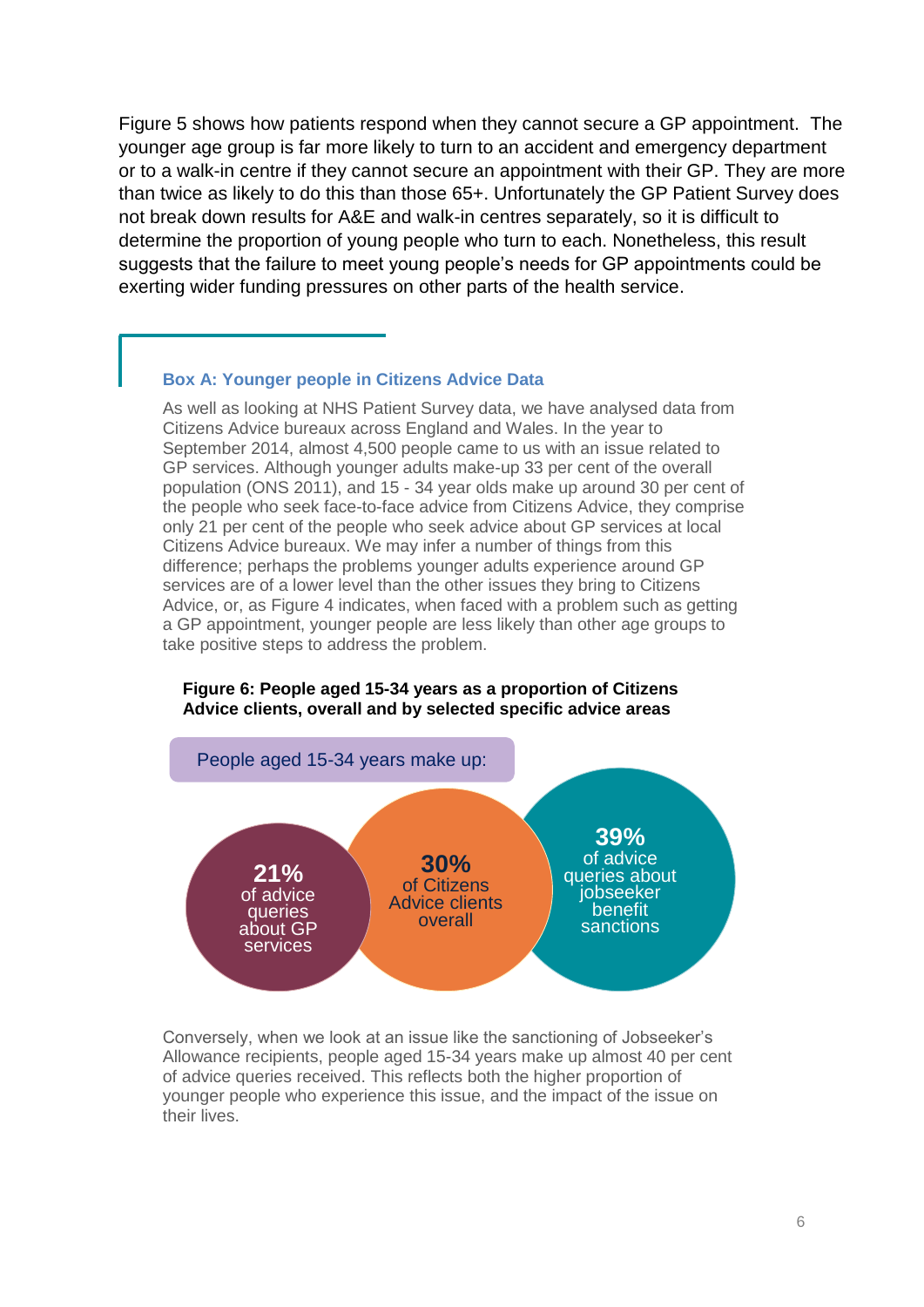Figure 5 shows how patients respond when they cannot secure a GP appointment. The younger age group is far more likely to turn to an accident and emergency department or to a walk-in centre if they cannot secure an appointment with their GP. They are more than twice as likely to do this than those 65+. Unfortunately the GP Patient Survey does not break down results for A&E and walk-in centres separately, so it is difficult to determine the proportion of young people who turn to each. Nonetheless, this result suggests that the failure to meet young people's needs for GP appointments could be exerting wider funding pressures on other parts of the health service.

### Box A: Younger people in Citizens Advice Data

As well as looking at NHS Patient Survey data, we have analysed data from Citizens Advice bureaux across England and Wales. In the year to September 2014, almost 4,500 people came to us with an issue related to GP services. Although younger adults make-up 33 per cent of the overall population (ONS 2011), and 15 - 34 year olds make up around 30 per cent of the people who seek face-to-face advice from Citizens Advice, they comprise only 21 per cent of the people who seek advice about GP services at local Citizens Advice bureaux. We may infer a number of things from this difference; perhaps the problems younger adults experience around GP services are of a lower level than the other issues they bring to Citizens Advice, or, as Figure 4 indicates, when faced with a problem such as getting a GP appointment, younger people are less likely than other age groups to take positive steps to address the problem.

**Figure 6: People aged 15-34 years as a proportion of Citizens Advice clients, overall and by selected specific advice areas**

People aged 15-34 years make up:

- **21%** of advice queries about GP services
- **30%** of Citizens Advice clients overall
- **39%** of advice queries about jobseeker benefit sanctions

Conversely, when we look at an issue like the sanctioning of Jobseeker's Allowance recipients, people aged 15-34 years make up almost 40 per cent of advice queries received. This reflects both the higher proportion of younger people who experience this issue, and the impact of the issue on their lives.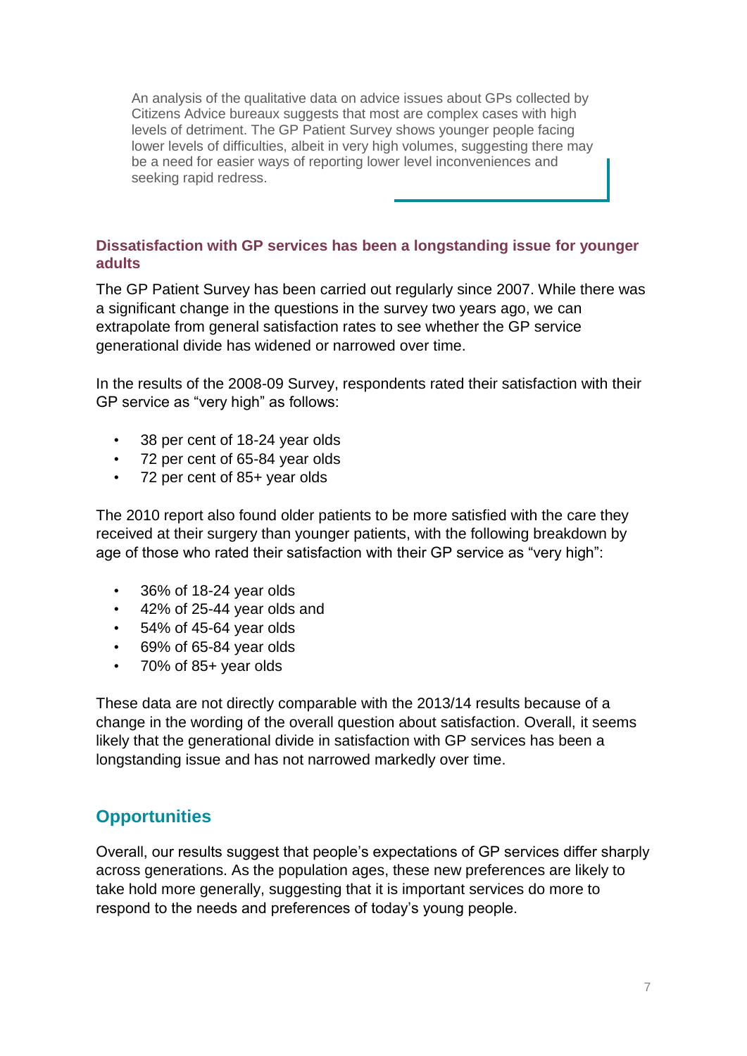An analysis of the qualitative data on advice issues about GPs collected by Citizens Advice bureaux suggests that most are complex cases with high levels of detriment. The GP Patient Survey shows younger people facing lower levels of difficulties, albeit in very high volumes, suggesting there may be a need for easier ways of reporting lower level inconveniences and seeking rapid redress.

### Dissatisfaction with GP services has been a longstanding issue for younger adults

The GP Patient Survey has been carried out regularly since 2007. While there was a significant change in the questions in the survey two years ago, we can extrapolate from general satisfaction rates to see whether the GP service generational divide has widened or narrowed over time.

In the results of the 2008-09 Survey, respondents rated their satisfaction with their GP service as "very high" as follows:

- 38 per cent of 18-24 year olds
- 72 per cent of 65-84 year olds
- 72 per cent of 85+ year olds

The 2010 report also found older patients to be more satisfied with the care they received at their surgery than younger patients, with the following breakdown by age of those who rated their satisfaction with their GP service as "very high":

- 36% of 18-24 year olds
- 42% of 25-44 year olds and
- 54% of 45-64 year olds
- 69% of 65-84 year olds
- 70% of 85+ year olds

These data are not directly comparable with the 2013/14 results because of a change in the wording of the overall question about satisfaction. Overall, it seems likely that the generational divide in satisfaction with GP services has been a longstanding issue and has not narrowed markedly over time.

## Opportunities

Overall, our results suggest that people's expectations of GP services differ sharply across generations. As the population ages, these new preferences are likely to take hold more generally, suggesting that it is important services do more to respond to the needs and preferences of today's young people.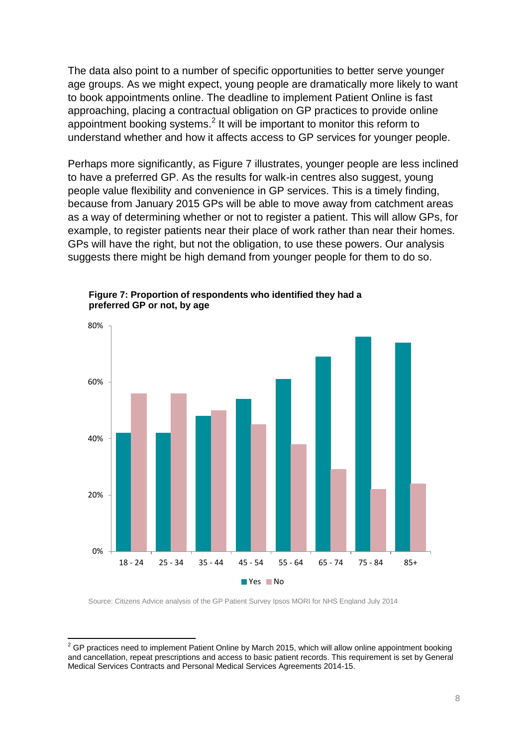The data also point to a number of specific opportunities to better serve younger age groups. As we might expect, young people are dramatically more likely to want to book appointments online. The deadline to implement Patient Online is fast approaching, placing a contractual obligation on GP practices to provide online appointment booking systems.[2] It will be important to monitor this reform to understand whether and how it affects access to GP services for younger people.

Perhaps more significantly, as Figure 7 illustrates, younger people are less inclined to have a preferred GP. As the results for walk-in centres also suggest, young people value flexibility and convenience in GP services. This is a timely finding, because from January 2015 GPs will be able to move away from catchment areas as a way of determining whether or not to register a patient. This will allow GPs, for example, to register patients near their place of work rather than near their homes. GPs will have the right, but not the obligation, to use these powers. Our analysis suggests there might be high demand from younger people for them to do so.

**Figure 7: Proportion of respondents who identified they had a preferred GP or not, by age**

Source: Citizens Advice analysis of the GP Patient Survey Ipsos MORI for NHS England July 2014

---

[2] GP practices need to implement Patient Online by March 2015, which will allow online appointment booking and cancellation, repeat prescriptions and access to basic patient records. This requirement is set by General Medical Services Contracts and Personal Medical Services Agreements 2014-15.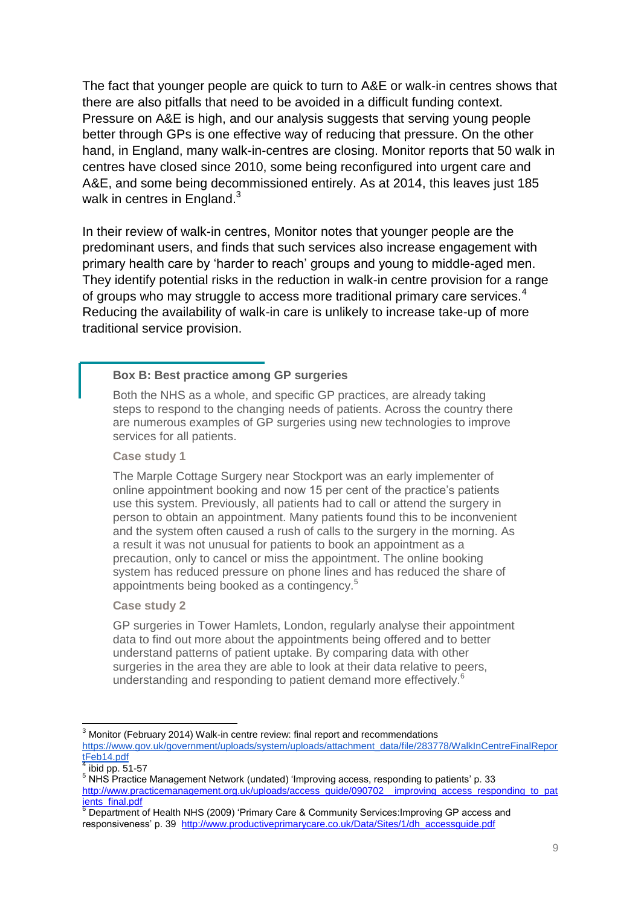The fact that younger people are quick to turn to A&E or walk-in centres shows that there are also pitfalls that need to be avoided in a difficult funding context. Pressure on A&E is high, and our analysis suggests that serving young people better through GPs is one effective way of reducing that pressure. On the other hand, in England, many walk-in-centres are closing. Monitor reports that 50 walk in centres have closed since 2010, some being reconfigured into urgent care and A&E, and some being decommissioned entirely. As at 2014, this leaves just 185 walk in centres in England.[3]

In their review of walk-in centres, Monitor notes that younger people are the predominant users, and finds that such services also increase engagement with primary health care by 'harder to reach' groups and young to middle-aged men. They identify potential risks in the reduction in walk-in centre provision for a range of groups who may struggle to access more traditional primary care services.[4] Reducing the availability of walk-in care is unlikely to increase take-up of more traditional service provision.

> **Box B: Best practice among GP surgeries**
>
> Both the NHS as a whole, and specific GP practices, are already taking steps to respond to the changing needs of patients. Across the country there are numerous examples of GP surgeries using new technologies to improve services for all patients.
>
> **Case study 1**
>
> The Marple Cottage Surgery near Stockport was an early implementer of online appointment booking and now 15 per cent of the practice's patients use this system. Previously, all patients had to call or attend the surgery in person to obtain an appointment. Many patients found this to be inconvenient and the system often caused a rush of calls to the surgery in the morning. As a result it was not unusual for patients to book an appointment as a precaution, only to cancel or miss the appointment. The online booking system has reduced pressure on phone lines and has reduced the share of appointments being booked as a contingency.[5]
>
> **Case study 2**
>
> GP surgeries in Tower Hamlets, London, regularly analyse their appointment data to find out more about the appointments being offered and to better understand patterns of patient uptake. By comparing data with other surgeries in the area they are able to look at their data relative to peers, understanding and responding to patient demand more effectively.[6]

---

[3] Monitor (February 2014) Walk-in centre review: final report and recommendations https://www.gov.uk/government/uploads/system/uploads/attachment_data/file/283778/WalkInCentreFinalReportFeb14.pdf

[4] ibid pp. 51-57

[5] NHS Practice Management Network (undated) 'Improving access, responding to patients' p. 33 http://www.practicemanagement.org.uk/uploads/access_guide/090702__improving_access_responding_to_patients_final.pdf

[6] Department of Health NHS (2009) 'Primary Care & Community Services:Improving GP access and responsiveness' p. 39 http://www.productiveprimarycare.co.uk/Data/Sites/1/dh_accessguide.pdf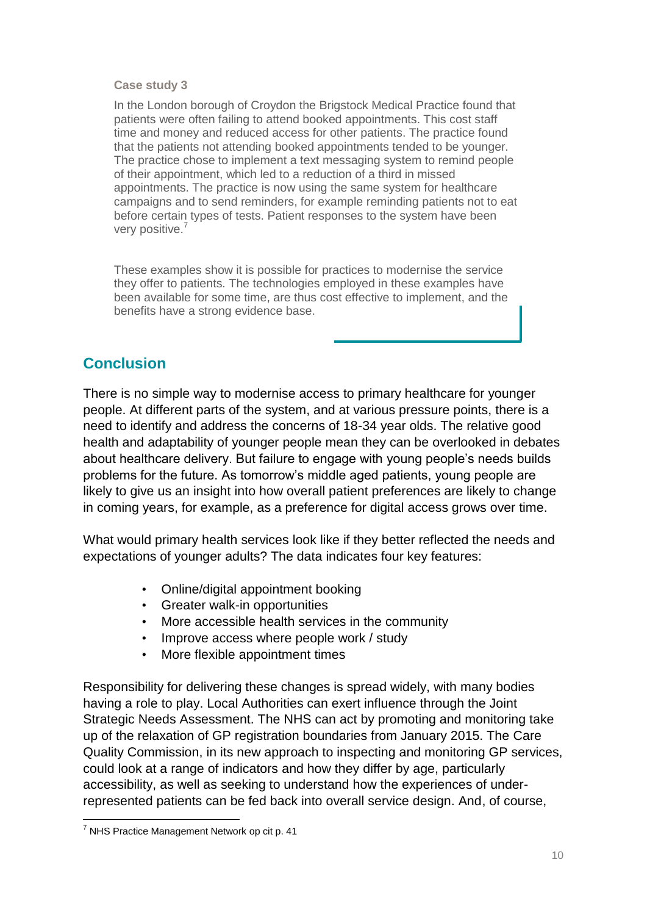**Case study 3**

In the London borough of Croydon the Brigstock Medical Practice found that patients were often failing to attend booked appointments. This cost staff time and money and reduced access for other patients. The practice found that the patients not attending booked appointments tended to be younger. The practice chose to implement a text messaging system to remind people of their appointment, which led to a reduction of a third in missed appointments. The practice is now using the same system for healthcare campaigns and to send reminders, for example reminding patients not to eat before certain types of tests. Patient responses to the system have been very positive.[7]

These examples show it is possible for practices to modernise the service they offer to patients. The technologies employed in these examples have been available for some time, are thus cost effective to implement, and the benefits have a strong evidence base.

## Conclusion

There is no simple way to modernise access to primary healthcare for younger people. At different parts of the system, and at various pressure points, there is a need to identify and address the concerns of 18-34 year olds. The relative good health and adaptability of younger people mean they can be overlooked in debates about healthcare delivery. But failure to engage with young people's needs builds problems for the future. As tomorrow's middle aged patients, young people are likely to give us an insight into how overall patient preferences are likely to change in coming years, for example, as a preference for digital access grows over time.

What would primary health services look like if they better reflected the needs and expectations of younger adults? The data indicates four key features:

- Online/digital appointment booking
- Greater walk-in opportunities
- More accessible health services in the community
- Improve access where people work / study
- More flexible appointment times

Responsibility for delivering these changes is spread widely, with many bodies having a role to play. Local Authorities can exert influence through the Joint Strategic Needs Assessment. The NHS can act by promoting and monitoring take up of the relaxation of GP registration boundaries from January 2015. The Care Quality Commission, in its new approach to inspecting and monitoring GP services, could look at a range of indicators and how they differ by age, particularly accessibility, as well as seeking to understand how the experiences of under-represented patients can be fed back into overall service design. And, of course,

[7] NHS Practice Management Network op cit p. 41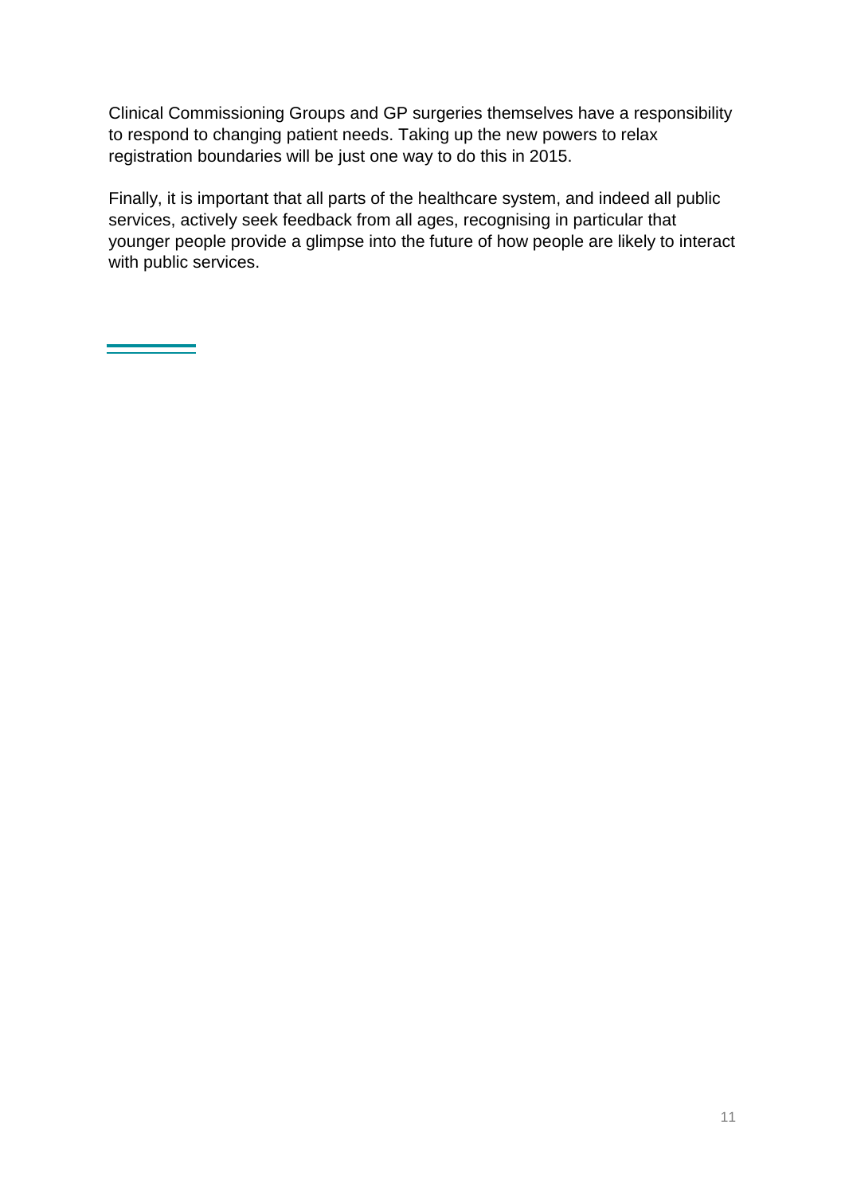Clinical Commissioning Groups and GP surgeries themselves have a responsibility to respond to changing patient needs. Taking up the new powers to relax registration boundaries will be just one way to do this in 2015.

Finally, it is important that all parts of the healthcare system, and indeed all public services, actively seek feedback from all ages, recognising in particular that younger people provide a glimpse into the future of how people are likely to interact with public services.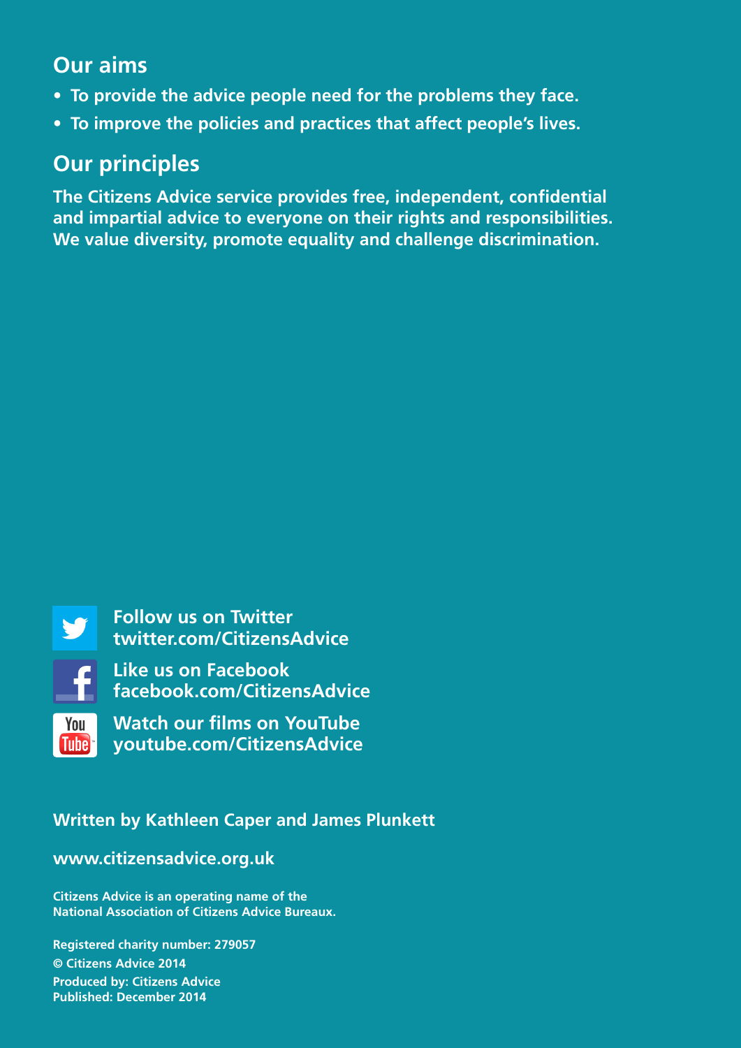## Our aims

- **To provide the advice people need for the problems they face.**
- **To improve the policies and practices that affect people's lives.**

## Our principles

**The Citizens Advice service provides free, independent, confidential and impartial advice to everyone on their rights and responsibilities. We value diversity, promote equality and challenge discrimination.**

**Follow us on Twitter**
**twitter.com/CitizensAdvice**

**Like us on Facebook**
**facebook.com/CitizensAdvice**

**Watch our films on YouTube**
**youtube.com/CitizensAdvice**

**Written by Kathleen Caper and James Plunkett**

**www.citizensadvice.org.uk**

**Citizens Advice is an operating name of the National Association of Citizens Advice Bureaux.**

**Registered charity number: 279057**
**© Citizens Advice 2014**
**Produced by: Citizens Advice**
**Published: December 2014**